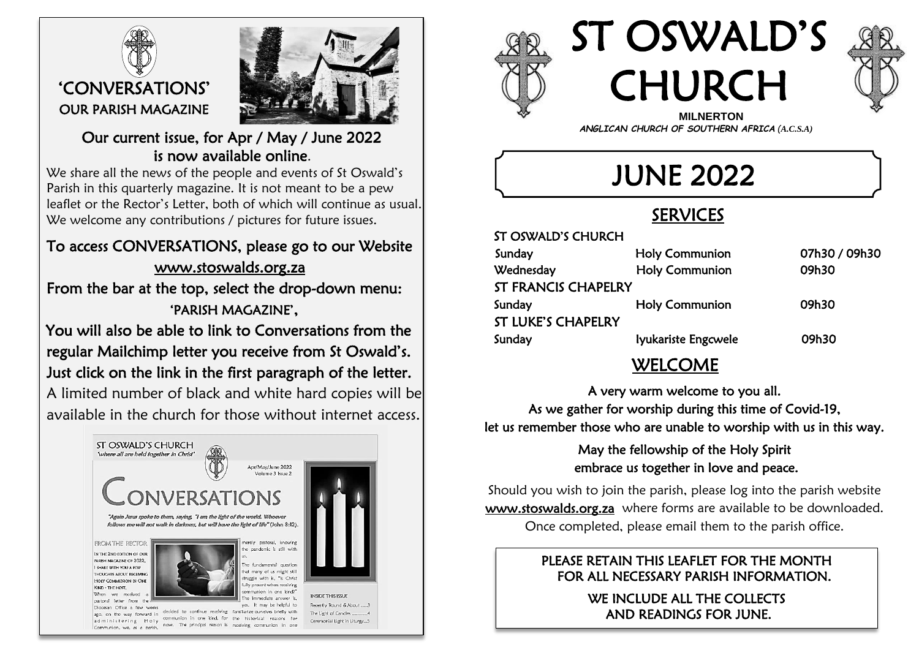## 'CONVERSATIONS'

### OUR PARISH MAGAZINE

### Our current issue, for Apr / May / June 2022 is now available online.

We share all the news of the people and events of St Oswald's Parish in this quarterly magazine. It is not meant to be a pew leaflet or the Rector's Letter, both of which will continue as usual. We welcome any contributions / pictures for future issues.

To access CONVERSATIONS, please go to our Website www.stoswalds.org.za

From the bar at the top, select the drop-down menu: 'PARISH MAGAZINE',

You will also be able to link to Conversations from the regular Mailchimp letter you receive from St Oswald's. Just click on the link in the first paragraph of the letter.

A limited number of black and white hard copies will be available in the church for those without internet access.

# ST OSWALD'S CHURCH

**MILNERTON**

***ANGLICAN CHURCH OF SOUTHERN AFRICA (A.C.S.A)***

# JUNE 2022

## SERVICES

| ST OSWALD'S CHURCH | | |
|---|---|---|
| Sunday | Holy Communion | 07h30 / 09h30 |
| Wednesday | Holy Communion | 09h30 |
| **ST FRANCIS CHAPELRY** | | |
| Sunday | Holy Communion | 09h30 |
| **ST LUKE'S CHAPELRY** | | |
| Sunday | Iyukariste Engcwele | 09h30 |

## WELCOME

A very warm welcome to you all.
As we gather for worship during this time of Covid-19,
let us remember those who are unable to worship with us in this way.

May the fellowship of the Holy Spirit
embrace us together in love and peace.

Should you wish to join the parish, please log into the parish website www.stoswalds.org.za where forms are available to be downloaded. Once completed, please email them to the parish office.

PLEASE RETAIN THIS LEAFLET FOR THE MONTH FOR ALL NECESSARY PARISH INFORMATION.

WE INCLUDE ALL THE COLLECTS AND READINGS FOR JUNE.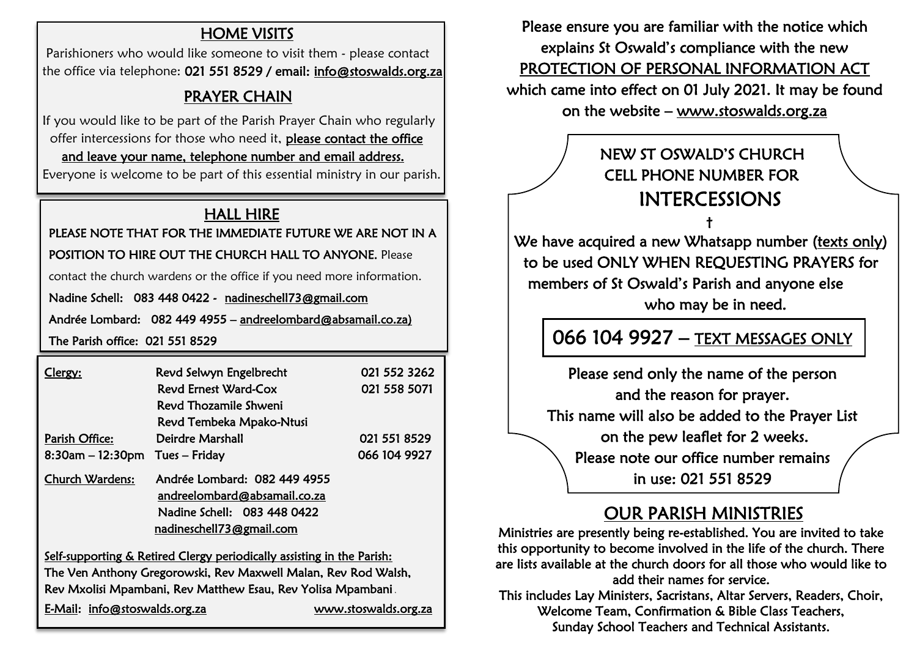## HOME VISITS

Parishioners who would like someone to visit them - please contact the office via telephone: **021 551 8529 / email: info@stoswalds.org.za**

## PRAYER CHAIN

If you would like to be part of the Parish Prayer Chain who regularly offer intercessions for those who need it, please contact the office and leave your name, telephone number and email address. Everyone is welcome to be part of this essential ministry in our parish.

## HALL HIRE

PLEASE NOTE THAT FOR THE IMMEDIATE FUTURE WE ARE NOT IN A POSITION TO HIRE OUT THE CHURCH HALL TO ANYONE. Please contact the church wardens or the office if you need more information.

Nadine Schell: 083 448 0422 - nadineschell73@gmail.com

Andrée Lombard: 082 449 4955 – andreelombard@absamail.co.za)

The Parish office: 021 551 8529

| | | |
|---|---|---|
| Clergy: | Revd Selwyn Engelbrecht | 021 552 3262 |
| | Revd Ernest Ward-Cox | 021 558 5071 |
| | Revd Thozamile Shweni | |
| | Revd Tembeka Mpako-Ntusi | |
| Parish Office: | Deirdre Marshall | 021 551 8529 |
| 8:30am – 12:30pm | Tues – Friday | 066 104 9927 |
| Church Wardens: | Andrée Lombard: 082 449 4955 | |
| | andreelombard@absamail.co.za | |
| | Nadine Schell: 083 448 0422 | |
| | nadineschell73@gmail.com | |

Self-supporting & Retired Clergy periodically assisting in the Parish:
The Ven Anthony Gregorowski, Rev Maxwell Malan, Rev Rod Walsh, Rev Mxolisi Mpambani, Rev Matthew Esau, Rev Yolisa Mpambani.

E-Mail: info@stoswalds.org.za www.stoswalds.org.za

Please ensure you are familiar with the notice which explains St Oswald's compliance with the new PROTECTION OF PERSONAL INFORMATION ACT which came into effect on 01 July 2021. It may be found on the website – www.stoswalds.org.za

## NEW ST OSWALD'S CHURCH CELL PHONE NUMBER FOR INTERCESSIONS

†

We have acquired a new Whatsapp number (texts only) to be used ONLY WHEN REQUESTING PRAYERS for members of St Oswald's Parish and anyone else who may be in need.

**066 104 9927 – TEXT MESSAGES ONLY**

Please send only the name of the person and the reason for prayer.
This name will also be added to the Prayer List on the pew leaflet for 2 weeks.
Please note our office number remains in use: 021 551 8529

## OUR PARISH MINISTRIES

Ministries are presently being re-established. You are invited to take this opportunity to become involved in the life of the church. There are lists available at the church doors for all those who would like to add their names for service.
This includes Lay Ministers, Sacristans, Altar Servers, Readers, Choir, Welcome Team, Confirmation & Bible Class Teachers, Sunday School Teachers and Technical Assistants.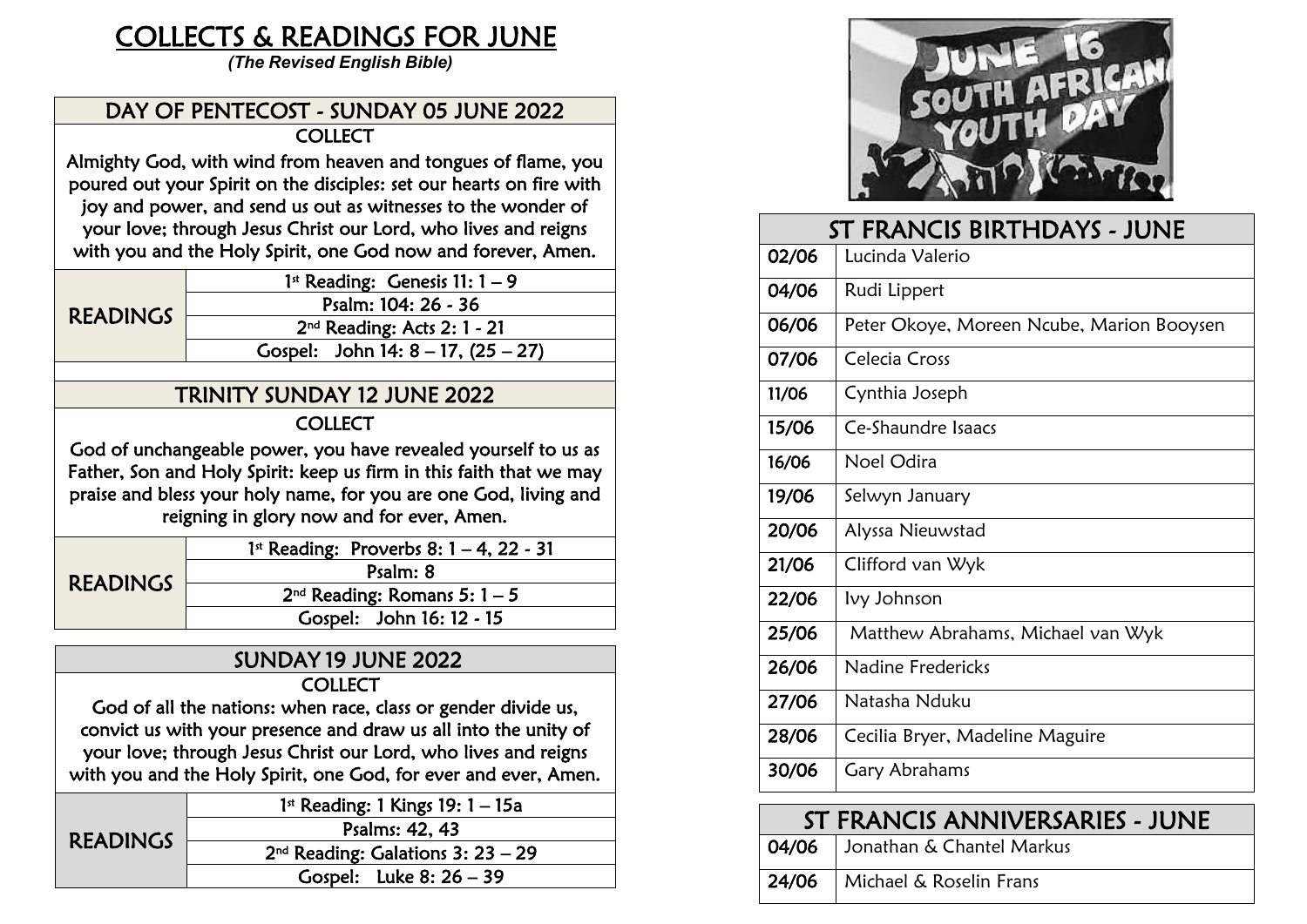# COLLECTS & READINGS FOR JUNE

*(The Revised English Bible)*

## DAY OF PENTECOST - SUNDAY 05 JUNE 2022

**COLLECT**

Almighty God, with wind from heaven and tongues of flame, you poured out your Spirit on the disciples: set our hearts on fire with joy and power, and send us out as witnesses to the wonder of your love; through Jesus Christ our Lord, who lives and reigns with you and the Holy Spirit, one God now and forever, Amen.

| READINGS | |
|---|---|
| | 1st Reading: Genesis 11: 1 – 9 |
| | Psalm: 104: 26 - 36 |
| | 2nd Reading: Acts 2: 1 - 21 |
| | Gospel: John 14: 8 – 17, (25 – 27) |

## TRINITY SUNDAY 12 JUNE 2022

**COLLECT**

God of unchangeable power, you have revealed yourself to us as Father, Son and Holy Spirit: keep us firm in this faith that we may praise and bless your holy name, for you are one God, living and reigning in glory now and for ever, Amen.

| READINGS | |
|---|---|
| | 1st Reading: Proverbs 8: 1 – 4, 22 - 31 |
| | Psalm: 8 |
| | 2nd Reading: Romans 5: 1 – 5 |
| | Gospel: John 16: 12 - 15 |

## SUNDAY 19 JUNE 2022

**COLLECT**

God of all the nations: when race, class or gender divide us, convict us with your presence and draw us all into the unity of your love; through Jesus Christ our Lord, who lives and reigns with you and the Holy Spirit, one God, for ever and ever, Amen.

| READINGS | |
|---|---|
| | 1st Reading: 1 Kings 19: 1 – 15a |
| | Psalms: 42, 43 |
| | 2nd Reading: Galatians 3: 23 – 29 |
| | Gospel: Luke 8: 26 – 39 |

JUNE 16 SOUTH AFRICAN YOUTH DAY

## ST FRANCIS BIRTHDAYS - JUNE

| Date | Name |
|---|---|
| 02/06 | Lucinda Valerio |
| 04/06 | Rudi Lippert |
| 06/06 | Peter Okoye, Moreen Ncube, Marion Booysen |
| 07/06 | Celecia Cross |
| 11/06 | Cynthia Joseph |
| 15/06 | Ce-Shaundre Isaacs |
| 16/06 | Noel Odira |
| 19/06 | Selwyn January |
| 20/06 | Alyssa Nieuwstad |
| 21/06 | Clifford van Wyk |
| 22/06 | Ivy Johnson |
| 25/06 | Matthew Abrahams, Michael van Wyk |
| 26/06 | Nadine Fredericks |
| 27/06 | Natasha Nduku |
| 28/06 | Cecilia Bryer, Madeline Maguire |
| 30/06 | Gary Abrahams |

## ST FRANCIS ANNIVERSARIES - JUNE

| Date | Names |
|---|---|
| 04/06 | Jonathan & Chantel Markus |
| 24/06 | Michael & Roselin Frans |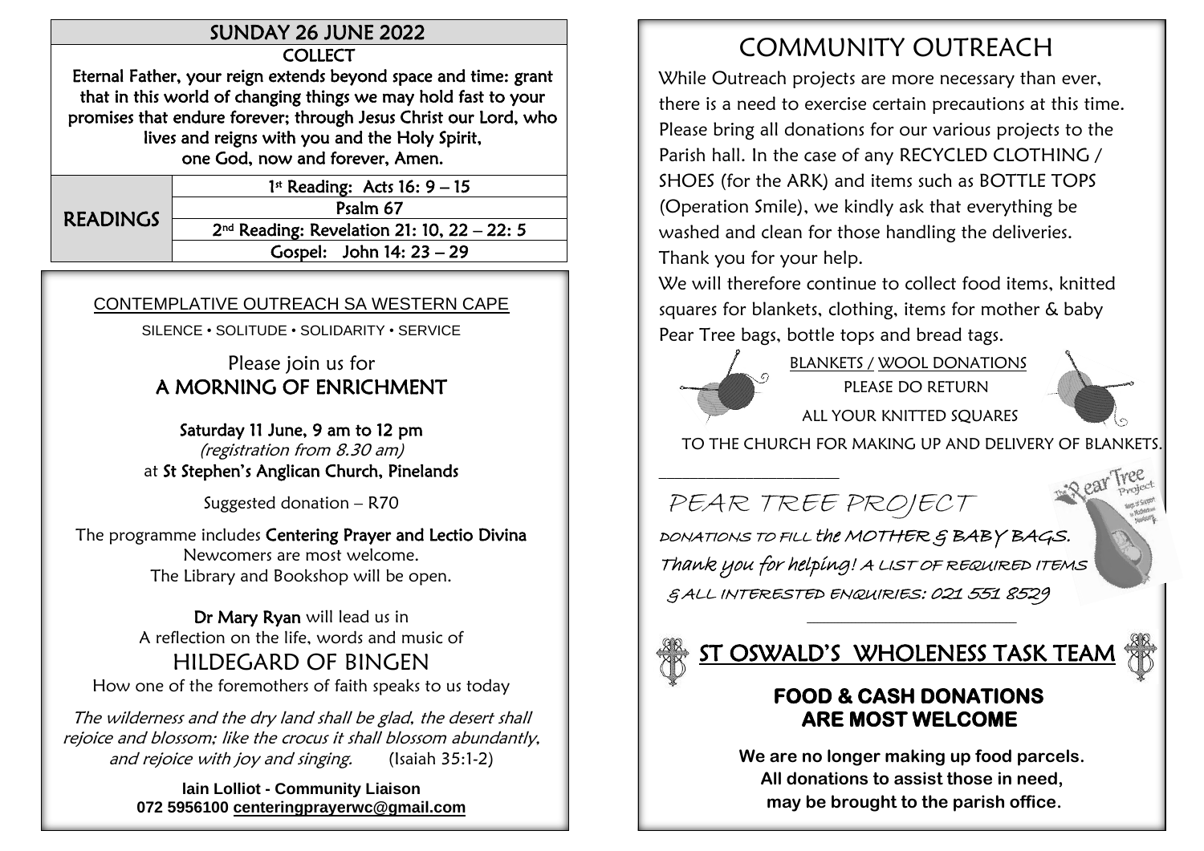## SUNDAY 26 JUNE 2022

**COLLECT**

**Eternal Father, your reign extends beyond space and time: grant that in this world of changing things we may hold fast to your promises that endure forever; through Jesus Christ our Lord, who lives and reigns with you and the Holy Spirit, one God, now and forever, Amen.**

| READINGS | |
|---|---|
| | 1st Reading: Acts 16: 9 – 15 |
| | Psalm 67 |
| | 2nd Reading: Revelation 21: 10, 22 – 22: 5 |
| | Gospel: John 14: 23 – 29 |

CONTEMPLATIVE OUTREACH SA WESTERN CAPE

SILENCE • SOLITUDE • SOLIDARITY • SERVICE

Please join us for
**A MORNING OF ENRICHMENT**

**Saturday 11 June, 9 am to 12 pm**
*(registration from 8.30 am)*
at **St Stephen's Anglican Church, Pinelands**

Suggested donation – R70

The programme includes **Centering Prayer and Lectio Divina**
Newcomers are most welcome.
The Library and Bookshop will be open.

**Dr Mary Ryan** will lead us in
A reflection on the life, words and music of
HILDEGARD OF BINGEN
How one of the foremothers of faith speaks to us today

*The wilderness and the dry land shall be glad, the desert shall rejoice and blossom; like the crocus it shall blossom abundantly, and rejoice with joy and singing.* (Isaiah 35:1-2)

**Iain Lolliot - Community Liaison**
**072 5956100 centeringprayerwc@gmail.com**

# COMMUNITY OUTREACH

While Outreach projects are more necessary than ever, there is a need to exercise certain precautions at this time. Please bring all donations for our various projects to the Parish hall. In the case of any RECYCLED CLOTHING / SHOES (for the ARK) and items such as BOTTLE TOPS (Operation Smile), we kindly ask that everything be washed and clean for those handling the deliveries. Thank you for your help.

We will therefore continue to collect food items, knitted squares for blankets, clothing, items for mother & baby Pear Tree bags, bottle tops and bread tags.

BLANKETS / WOOL DONATIONS
PLEASE DO RETURN
ALL YOUR KNITTED SQUARES
TO THE CHURCH FOR MAKING UP AND DELIVERY OF BLANKETS.

## PEAR TREE PROJECT

DONATIONS TO FILL the MOTHER & BABY BAGS.
Thank you for helping! A LIST OF REQUIRED ITEMS & ALL INTERESTED ENQUIRIES: 021 551 8529

## ST OSWALD'S WHOLENESS TASK TEAM

**FOOD & CASH DONATIONS ARE MOST WELCOME**

**We are no longer making up food parcels. All donations to assist those in need, may be brought to the parish office.**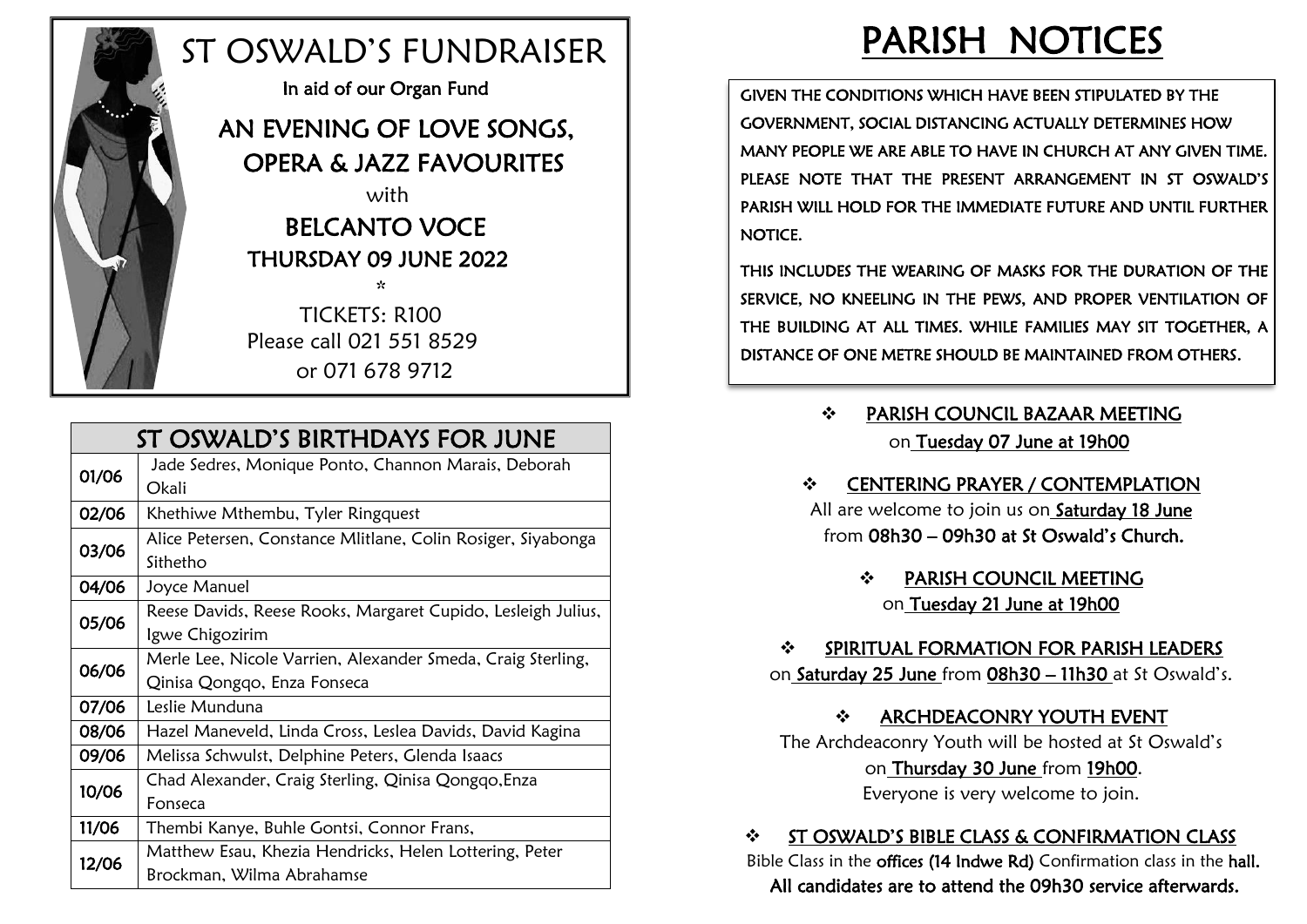# ST OSWALD'S FUNDRAISER

In aid of our Organ Fund

## AN EVENING OF LOVE SONGS, OPERA & JAZZ FAVOURITES

with

## BELCANTO VOCE

### THURSDAY 09 JUNE 2022

*

TICKETS: R100
Please call 021 551 8529
or 071 678 9712

| ST OSWALD'S BIRTHDAYS FOR JUNE | |
|---|---|
| 01/06 | Jade Sedres, Monique Ponto, Channon Marais, Deborah Okali |
| 02/06 | Khethiwe Mthembu, Tyler Ringquest |
| 03/06 | Alice Petersen, Constance Mlitlane, Colin Rosiger, Siyabonga Sithetho |
| 04/06 | Joyce Manuel |
| 05/06 | Reese Davids, Reese Rooks, Margaret Cupido, Lesleigh Julius, Igwe Chigozirim |
| 06/06 | Merle Lee, Nicole Varrien, Alexander Smeda, Craig Sterling, Qinisa Qongqo, Enza Fonseca |
| 07/06 | Leslie Munduna |
| 08/06 | Hazel Maneveld, Linda Cross, Leslea Davids, David Kagina |
| 09/06 | Melissa Schwulst, Delphine Peters, Glenda Isaacs |
| 10/06 | Chad Alexander, Craig Sterling, Qinisa Qongqo,Enza Fonseca |
| 11/06 | Thembi Kanye, Buhle Gontsi, Connor Frans, |
| 12/06 | Matthew Esau, Khezia Hendricks, Helen Lottering, Peter Brockman, Wilma Abrahamse |

# PARISH NOTICES

GIVEN THE CONDITIONS WHICH HAVE BEEN STIPULATED BY THE GOVERNMENT, SOCIAL DISTANCING ACTUALLY DETERMINES HOW MANY PEOPLE WE ARE ABLE TO HAVE IN CHURCH AT ANY GIVEN TIME. PLEASE NOTE THAT THE PRESENT ARRANGEMENT IN ST OSWALD'S PARISH WILL HOLD FOR THE IMMEDIATE FUTURE AND UNTIL FURTHER NOTICE.

THIS INCLUDES THE WEARING OF MASKS FOR THE DURATION OF THE SERVICE, NO KNEELING IN THE PEWS, AND PROPER VENTILATION OF THE BUILDING AT ALL TIMES. WHILE FAMILIES MAY SIT TOGETHER, A DISTANCE OF ONE METRE SHOULD BE MAINTAINED FROM OTHERS.

- **PARISH COUNCIL BAZAAR MEETING**
  on **Tuesday 07 June at 19h00**

- **CENTERING PRAYER / CONTEMPLATION**
  All are welcome to join us on **Saturday 18 June** from **08h30 – 09h30 at St Oswald's Church.**

- **PARISH COUNCIL MEETING**
  on **Tuesday 21 June at 19h00**

- **SPIRITUAL FORMATION FOR PARISH LEADERS**
  on **Saturday 25 June** from **08h30 – 11h30** at St Oswald's.

- **ARCHDEACONRY YOUTH EVENT**
  The Archdeaconry Youth will be hosted at St Oswald's on **Thursday 30 June** from **19h00**.
  Everyone is very welcome to join.

- **ST OSWALD'S BIBLE CLASS & CONFIRMATION CLASS**
  Bible Class in the **offices (14 Indwe Rd)** Confirmation class in the **hall.**
  **All candidates are to attend the 09h30 service afterwards.**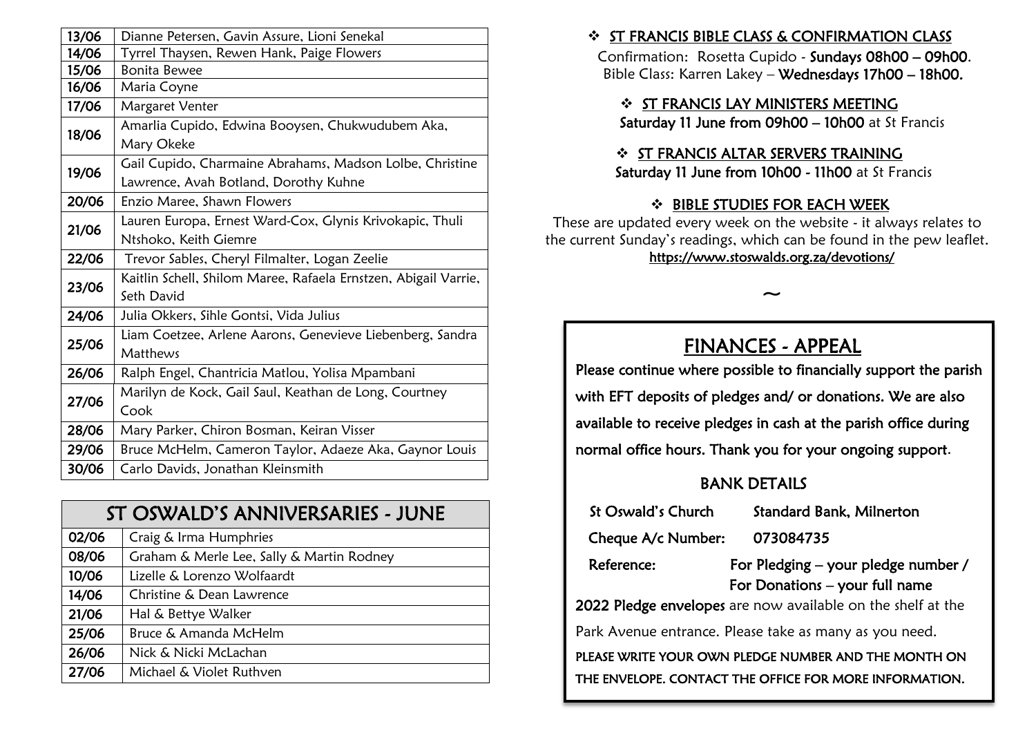| | |
|---|---|
| 13/06 | Dianne Petersen, Gavin Assure, Lioni Senekal |
| 14/06 | Tyrrel Thaysen, Rewen Hank, Paige Flowers |
| 15/06 | Bonita Bewee |
| 16/06 | Maria Coyne |
| 17/06 | Margaret Venter |
| 18/06 | Amarlia Cupido, Edwina Booysen, Chukwudubem Aka, Mary Okeke |
| 19/06 | Gail Cupido, Charmaine Abrahams, Madson Lolbe, Christine Lawrence, Avah Botland, Dorothy Kuhne |
| 20/06 | Enzio Maree, Shawn Flowers |
| 21/06 | Lauren Europa, Ernest Ward-Cox, Glynis Krivokapic, Thuli Ntshoko, Keith Giemre |
| 22/06 | Trevor Sables, Cheryl Filmalter, Logan Zeelie |
| 23/06 | Kaitlin Schell, Shilom Maree, Rafaela Ernstzen, Abigail Varrie, Seth David |
| 24/06 | Julia Okkers, Sihle Gontsi, Vida Julius |
| 25/06 | Liam Coetzee, Arlene Aarons, Genevieve Liebenberg, Sandra Matthews |
| 26/06 | Ralph Engel, Chantricia Matlou, Yolisa Mpambani |
| 27/06 | Marilyn de Kock, Gail Saul, Keathan de Long, Courtney Cook |
| 28/06 | Mary Parker, Chiron Bosman, Keiran Visser |
| 29/06 | Bruce McHelm, Cameron Taylor, Adaeze Aka, Gaynor Louis |
| 30/06 | Carlo Davids, Jonathan Kleinsmith |

## ST OSWALD'S ANNIVERSARIES - JUNE

| | |
|---|---|
| 02/06 | Craig & Irma Humphries |
| 08/06 | Graham & Merle Lee, Sally & Martin Rodney |
| 10/06 | Lizelle & Lorenzo Wolfaardt |
| 14/06 | Christine & Dean Lawrence |
| 21/06 | Hal & Bettye Walker |
| 25/06 | Bruce & Amanda McHelm |
| 26/06 | Nick & Nicki McLachan |
| 27/06 | Michael & Violet Ruthven |

❖ **ST FRANCIS BIBLE CLASS & CONFIRMATION CLASS**

Confirmation: Rosetta Cupido - **Sundays 08h00 – 09h00.**
Bible Class: Karren Lakey – **Wednesdays 17h00 – 18h00.**

❖ **ST FRANCIS LAY MINISTERS MEETING**

**Saturday 11 June from 09h00 – 10h00** at St Francis

❖ **ST FRANCIS ALTAR SERVERS TRAINING**

**Saturday 11 June from 10h00 - 11h00** at St Francis

❖ **BIBLE STUDIES FOR EACH WEEK**

These are updated every week on the website - it always relates to the current Sunday's readings, which can be found in the pew leaflet.
https://www.stoswalds.org.za/devotions/

~

## FINANCES - APPEAL

**Please continue where possible to financially support the parish with EFT deposits of pledges and/ or donations. We are also available to receive pledges in cash at the parish office during normal office hours. Thank you for your ongoing support.**

### BANK DETAILS

| | |
|---|---|
| St Oswald's Church | Standard Bank, Milnerton |
| Cheque A/c Number: | 073084735 |
| Reference: | For Pledging – your pledge number / For Donations – your full name |

**2022 Pledge envelopes** are now available on the shelf at the Park Avenue entrance. Please take as many as you need.

PLEASE WRITE YOUR OWN PLEDGE NUMBER AND THE MONTH ON THE ENVELOPE. CONTACT THE OFFICE FOR MORE INFORMATION.